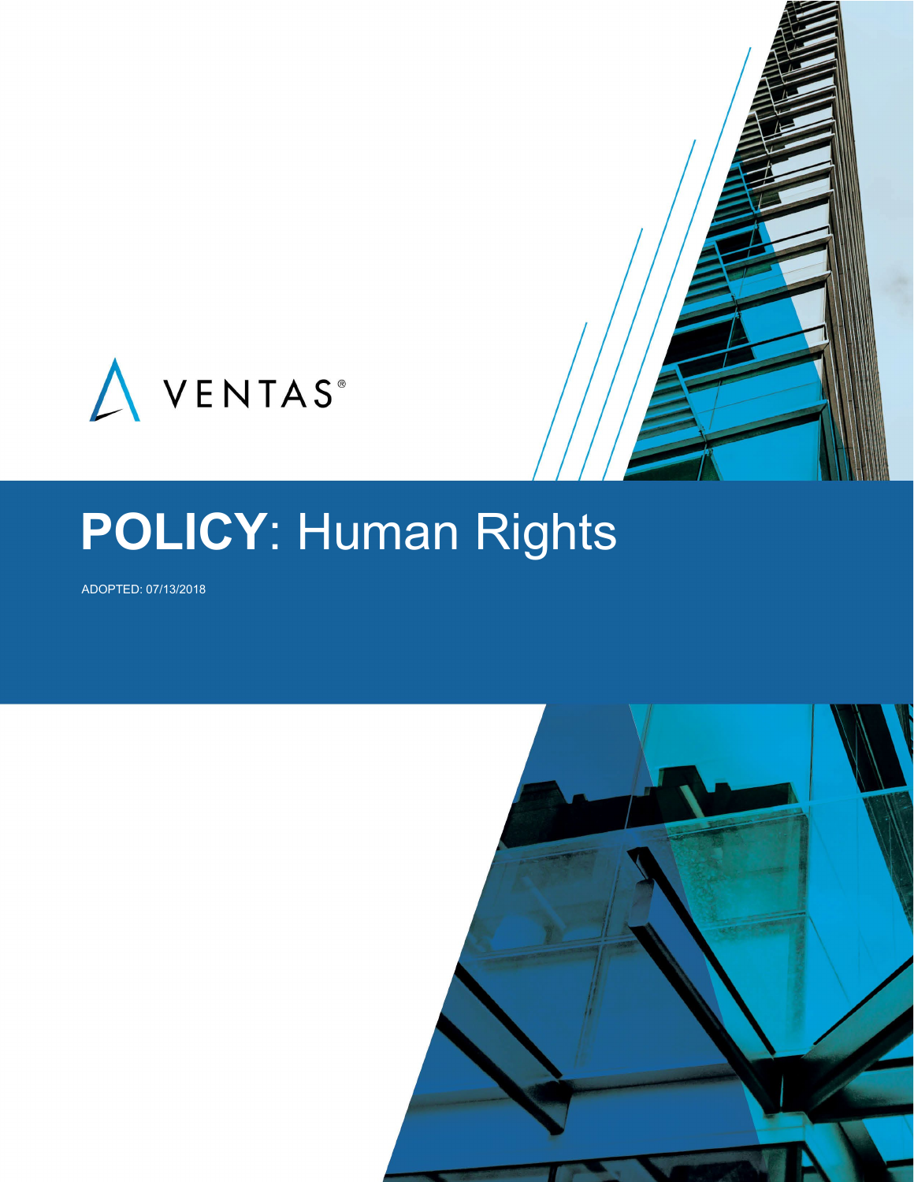VENTAS®

# **POLICY**: Human Rights

ADOPTED: 07/13/2018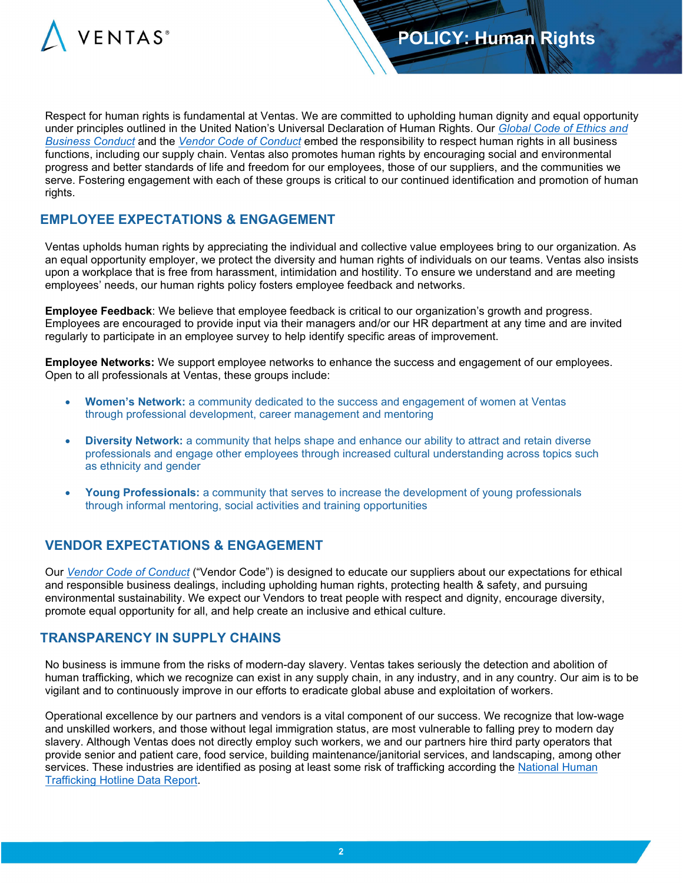# POLICY: Human Rights

Respect for human rights is fundamental at Ventas. We are committed to upholding human dignity and equal opportunity under principles outlined in the United Nation's Universal Declaration of Human Rights. Our *Global Code of Ethics and Business Conduct* and the *Vendor Code of Conduct* embed the responsibility to respect human rights in all business functions, including our supply chain. Ventas also promotes human rights by encouraging social and environmental progress and better standards of life and freedom for our employees, those of our suppliers, and the communities we serve. Fostering engagement with each of these groups is critical to our continued identification and promotion of human rights.

## EMPLOYEE EXPECTATIONS & ENGAGEMENT

Ventas upholds human rights by appreciating the individual and collective value employees bring to our organization. As an equal opportunity employer, we protect the diversity and human rights of individuals on our teams. Ventas also insists upon a workplace that is free from harassment, intimidation and hostility. To ensure we understand and are meeting employees' needs, our human rights policy fosters employee feedback and networks.

**Employee Feedback**: We believe that employee feedback is critical to our organization's growth and progress. Employees are encouraged to provide input via their managers and/or our HR department at any time and are invited regularly to participate in an employee survey to help identify specific areas of improvement.

**Employee Networks:** We support employee networks to enhance the success and engagement of our employees. Open to all professionals at Ventas, these groups include:

- **Women's Network:** a community dedicated to the success and engagement of women at Ventas through professional development, career management and mentoring
- **Diversity Network:** a community that helps shape and enhance our ability to attract and retain diverse professionals and engage other employees through increased cultural understanding across topics such as ethnicity and gender
- **Young Professionals:** a community that serves to increase the development of young professionals through informal mentoring, social activities and training opportunities

## VENDOR EXPECTATIONS & ENGAGEMENT

Our *Vendor Code of Conduct* ("Vendor Code") is designed to educate our suppliers about our expectations for ethical and responsible business dealings, including upholding human rights, protecting health & safety, and pursuing environmental sustainability. We expect our Vendors to treat people with respect and dignity, encourage diversity, promote equal opportunity for all, and help create an inclusive and ethical culture.

## TRANSPARENCY IN SUPPLY CHAINS

No business is immune from the risks of modern-day slavery. Ventas takes seriously the detection and abolition of human trafficking, which we recognize can exist in any supply chain, in any industry, and in any country. Our aim is to be vigilant and to continuously improve in our efforts to eradicate global abuse and exploitation of workers.

Operational excellence by our partners and vendors is a vital component of our success. We recognize that low-wage and unskilled workers, and those without legal immigration status, are most vulnerable to falling prey to modern day slavery. Although Ventas does not directly employ such workers, we and our partners hire third party operators that provide senior and patient care, food service, building maintenance/janitorial services, and landscaping, among other services. These industries are identified as posing at least some risk of trafficking according the National Human Trafficking Hotline Data Report.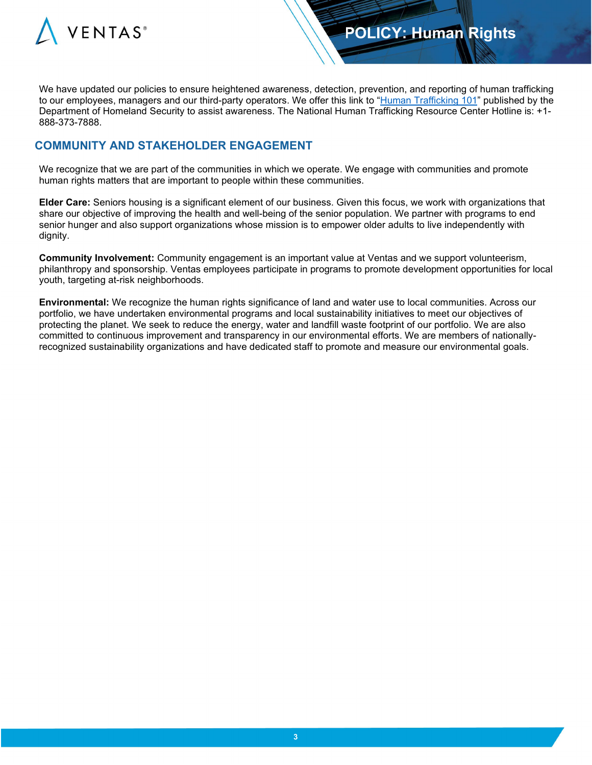We have updated our policies to ensure heightened awareness, detection, prevention, and reporting of human trafficking to our employees, managers and our third-party operators. We offer this link to "Human Trafficking 101" published by the Department of Homeland Security to assist awareness. The National Human Trafficking Resource Center Hotline is: +1-888-373-7888.

## COMMUNITY AND STAKEHOLDER ENGAGEMENT

We recognize that we are part of the communities in which we operate. We engage with communities and promote human rights matters that are important to people within these communities.

**Elder Care:** Seniors housing is a significant element of our business. Given this focus, we work with organizations that share our objective of improving the health and well-being of the senior population. We partner with programs to end senior hunger and also support organizations whose mission is to empower older adults to live independently with dignity.

**Community Involvement:** Community engagement is an important value at Ventas and we support volunteerism, philanthropy and sponsorship. Ventas employees participate in programs to promote development opportunities for local youth, targeting at-risk neighborhoods.

**Environmental:** We recognize the human rights significance of land and water use to local communities. Across our portfolio, we have undertaken environmental programs and local sustainability initiatives to meet our objectives of protecting the planet. We seek to reduce the energy, water and landfill waste footprint of our portfolio. We are also committed to continuous improvement and transparency in our environmental efforts. We are members of nationally-recognized sustainability organizations and have dedicated staff to promote and measure our environmental goals.